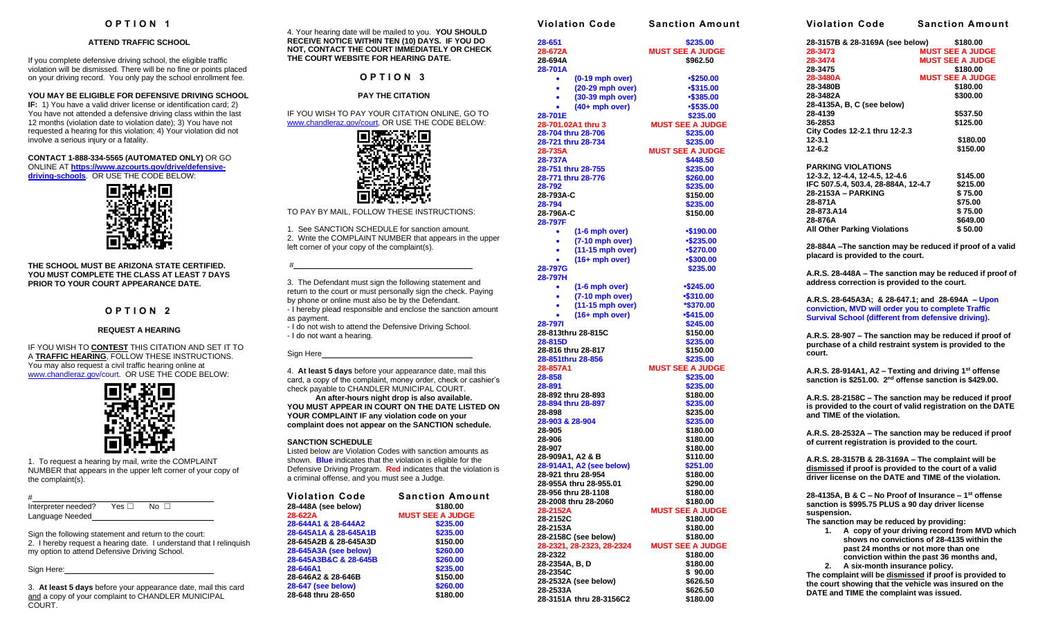## OPTION 1

### ATTEND TRAFFIC SCHOOL

If you complete defensive driving school, the eligible traffic violation will be dismissed. There will be no fine or points placed on your driving record. You only pay the school enrollment fee.

**YOU MAY BE ELIGIBLE FOR DEFENSIVE DRIVING SCHOOL IF:** 1) You have a valid driver license or identification card; 2) You have not attended a defensive driving class within the last 12 months (violation date to violation date); 3) You have not requested a hearing for this violation; 4) Your violation did not involve a serious injury or a fatality.

**CONTACT 1-888-334-5565 (AUTOMATED ONLY)** OR GO ONLINE AT **https://www.azcourts.gov/drive/defensive-driving-schools**. OR USE THE CODE BELOW:

**THE SCHOOL MUST BE ARIZONA STATE CERTIFIED. YOU MUST COMPLETE THE CLASS AT LEAST 7 DAYS PRIOR TO YOUR COURT APPEARANCE DATE.**

## OPTION 2

### REQUEST A HEARING

IF YOU WISH TO **CONTEST** THIS CITATION AND SET IT TO A **TRAFFIC HEARING**, FOLLOW THESE INSTRUCTIONS. You may also request a civil traffic hearing online at www.chandleraz.gov/court. OR USE THE CODE BELOW:

1. To request a hearing by mail, write the COMPLAINT NUMBER that appears in the upper left corner of your copy of the complaint(s).

#\_\_\_\_\_\_\_\_\_\_\_\_\_\_\_\_\_\_\_\_\_\_\_\_\_\_\_\_\_\_

Interpreter needed? Yes ☐ No ☐

Language Needed\_\_\_\_\_\_\_\_\_\_\_\_\_\_\_\_\_\_\_\_\_\_

Sign the following statement and return to the court:

2. I hereby request a hearing date. I understand that I relinquish my option to attend Defensive Driving School.

Sign Here:\_\_\_\_\_\_\_\_\_\_\_\_\_\_\_\_\_\_\_\_\_\_\_\_\_\_

3. **At least 5 days** before your appearance date, mail this card and a copy of your complaint to CHANDLER MUNICIPAL COURT.

4. Your hearing date will be mailed to you. **YOU SHOULD RECEIVE NOTICE WITHIN TEN (10) DAYS. IF YOU DO NOT, CONTACT THE COURT IMMEDIATELY OR CHECK THE COURT WEBSITE FOR HEARING DATE.**

## OPTION 3

### PAY THE CITATION

IF YOU WISH TO PAY YOUR CITATION ONLINE, GO TO www.chandleraz.gov/court, OR USE THE CODE BELOW:

TO PAY BY MAIL, FOLLOW THESE INSTRUCTIONS:

1. See SANCTION SCHEDULE for sanction amount.
2. Write the COMPLAINT NUMBER that appears in the upper left corner of your copy of the complaint(s).

#\_\_\_\_\_\_\_\_\_\_\_\_\_\_\_\_\_\_\_\_\_\_\_\_\_\_\_\_\_\_

3. The Defendant must sign the following statement and return to the court or must personally sign the check. Paying by phone or online must also be by the Defendant.
- I hereby plead responsible and enclose the sanction amount as payment.
- I do not wish to attend the Defensive Driving School.
- I do not want a hearing.

Sign Here\_\_\_\_\_\_\_\_\_\_\_\_\_\_\_\_\_\_\_\_\_\_\_\_\_\_

4. **At least 5 days** before your appearance date, mail this card, a copy of the complaint, money order, check or cashier's check payable to CHANDLER MUNICIPAL COURT.

**An after-hours night drop is also available.**

**YOU MUST APPEAR IN COURT ON THE DATE LISTED ON YOUR COMPLAINT IF any violation code on your complaint does not appear on the SANCTION schedule.**

**SANCTION SCHEDULE**

Listed below are Violation Codes with sanction amounts as shown. **Blue** indicates that the violation is eligible for the Defensive Driving Program. **Red** indicates that the violation is a criminal offense, and you must see a Judge.

| Violation Code | Sanction Amount |
|---|---|
| 28-448A (see below) | $180.00 |
| 28-622A | MUST SEE A JUDGE |
| 28-644A1 & 28-644A2 | $235.00 |
| 28-645A1A & 28-645A1B | $235.00 |
| 28-645A2B & 28-645A3D | $150.00 |
| 28-645A3A (see below) | $260.00 |
| 28-645A3B&C & 28-645B | $260.00 |
| 28-646A1 | $235.00 |
| 28-646A2 & 28-646B | $150.00 |
| 28-647 (see below) | $260.00 |
| 28-648 thru 28-650 | $180.00 |
| 28-651 | $235.00 |
| 28-672A | MUST SEE A JUDGE |
| 28-694A | $962.50 |
| 28-701A | |
| • (0-19 mph over) | •$250.00 |
| • (20-29 mph over) | •$315.00 |
| • (30-39 mph over) | •$385.00 |
| • (40+ mph over) | •$535.00 |
| 28-701E | $235.00 |
| 28-701.02A1 thru 3 | MUST SEE A JUDGE |
| 28-704 thru 28-706 | $235.00 |
| 28-721 thru 28-734 | $235.00 |
| 28-735A | MUST SEE A JUDGE |
| 28-737A | $448.50 |
| 28-751 thru 28-755 | $235.00 |
| 28-771 thru 28-776 | $260.00 |
| 28-792 | $235.00 |
| 28-793A-C | $150.00 |
| 28-794 | $235.00 |
| 28-796A-C | $150.00 |
| 28-797F | |
| • (1-6 mph over) | •$190.00 |
| • (7-10 mph over) | •$235.00 |
| • (11-15 mph over) | •$270.00 |
| • (16+ mph over) | •$300.00 |
| 28-797G | $235.00 |
| 28-797H | |
| • (1-6 mph over) | •$245.00 |
| • (7-10 mph over) | •$310.00 |
| • (11-15 mph over) | *$370.00 |
| • (16+ mph over) | •$415.00 |
| 28-797I | $245.00 |
| 28-813thru 28-815C | $150.00 |
| 28-815D | $235.00 |
| 28-816 thru 28-817 | $150.00 |
| 28-851thru 28-856 | $235.00 |
| 28-857A1 | MUST SEE A JUDGE |
| 28-858 | $235.00 |
| 28-891 | $235.00 |
| 28-892 thru 28-893 | $180.00 |
| 28-894 thru 28-897 | $235.00 |
| 28-898 | $235.00 |
| 28-903 & 28-904 | $235.00 |
| 28-905 | $180.00 |
| 28-906 | $180.00 |
| 28-907 | $180.00 |
| 28-909A1, A2 & B | $110.00 |
| 28-914A1, A2 (see below) | $251.00 |
| 28-921 thru 28-954 | $180.00 |
| 28-955A thru 28-955.01 | $290.00 |
| 28-956 thru 28-1108 | $180.00 |
| 28-2008 thru 28-2060 | $180.00 |
| 28-2152A | MUST SEE A JUDGE |
| 28-2152C | $180.00 |
| 28-2153A | $180.00 |
| 28-2158C (see below) | $180.00 |
| 28-2321, 28-2323, 28-2324 | MUST SEE A JUDGE |
| 28-2322 | $180.00 |
| 28-2354A, B, D | $180.00 |
| 28-2354C | $ 90.00 |
| 28-2532A (see below) | $626.50 |
| 28-2533A | $626.50 |
| 28-3151A thru 28-3156C2 | $180.00 |
| 28-3157B & 28-3169A (see below) | $180.00 |
| 28-3473 | MUST SEE A JUDGE |
| 28-3474 | MUST SEE A JUDGE |
| 28-3475 | $180.00 |
| 28-3480A | MUST SEE A JUDGE |
| 28-3480B | $180.00 |
| 28-3482A | $300.00 |
| 28-4135A, B, C (see below) | |
| 28-4139 | $537.50 |
| 36-2853 | $125.00 |
| City Codes 12-2.1 thru 12-2.3 | |
| 12-3.1 | $180.00 |
| 12-6.2 | $150.00 |

**PARKING VIOLATIONS**

| Violation Code | Sanction Amount |
|---|---|
| 12-3.2, 12-4.4, 12-4.5, 12-4.6 | $145.00 |
| IFC 507.5.4, 503.4, 28-884A, 12-4.7 | $215.00 |
| 28-2153A – PARKING | $ 75.00 |
| 28-871A | $75.00 |
| 28-873.A14 | $ 75.00 |
| 28-876A | $649.00 |
| All Other Parking Violations | $ 50.00 |

**28-884A –The sanction may be reduced if proof of a valid placard is provided to the court.**

**A.R.S. 28-448A – The sanction may be reduced if proof of address correction is provided to the court.**

**A.R.S. 28-645A3A; & 28-647.1; and 28-694A – Upon conviction, MVD will order you to complete Traffic Survival School (different from defensive driving).**

**A.R.S. 28-907 – The sanction may be reduced if proof of purchase of a child restraint system is provided to the court.**

**A.R.S. 28-914A1, A2 – Texting and driving 1st offense sanction is $251.00. 2nd offense sanction is $429.00.**

**A.R.S. 28-2158C – The sanction may be reduced if proof is provided to the court of valid registration on the DATE and TIME of the violation.**

**A.R.S. 28-2532A – The sanction may be reduced if proof of current registration is provided to the court.**

**A.R.S. 28-3157B & 28-3169A – The complaint will be dismissed if proof is provided to the court of a valid driver license on the DATE and TIME of the violation.**

**28-4135A, B & C – No Proof of Insurance – 1st offense sanction is $995.75 PLUS a 90 day driver license suspension.**

**The sanction may be reduced by providing:**

1. **A copy of your driving record from MVD which shows no convictions of 28-4135 within the past 24 months or not more than one conviction within the past 36 months and,**
2. **A six-month insurance policy.**

**The complaint will be dismissed if proof is provided to the court showing that the vehicle was insured on the DATE and TIME the complaint was issued.**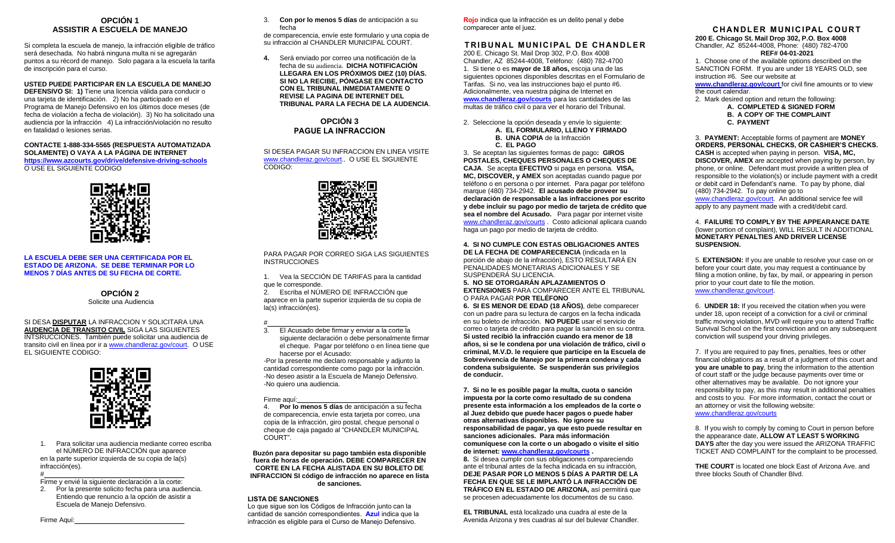## OPCIÓN 1
## ASSISTIR A ESCUELA DE MANEJO

Si completa la escuela de manejo, la infracción eligible de tráfico será desechada. No habrá ninguna multa ni se agregarán puntos a su récord de manejo. Solo pagara a la escuela la tarifa de inscripción para el curso.

**USTED PUEDE PARTICIPAR EN LA ESCUELA DE MANEJO DEFENSIVO SI: 1)** Tiene una licencia válida para conducir o una tarjeta de identificación. 2) No ha participado en el Programa de Manejo Defensivo en los últimos doce meses (de fecha de violación a fecha de violación). 3) No ha solicitado una audiencia por la infracción 4) La infracción/violación no resulto en fatalidad o lesiones serias.

**CONTACTE 1-888-334-5565 (RESPUESTA AUTOMATIZADA SOLAMENTE) O VAYA A LA PÁGINA DE INTERNET**
**https://www.azcourts.gov/drive/defensive-driving-schools**
O USE EL SIGUIENTE CODIGO

**LA ESCUELA DEBE SER UNA CERTIFICADA POR EL ESTADO DE ARIZONA. SE DEBE TERMINAR POR LO MENOS 7 DÍAS ANTES DE SU FECHA DE CORTE.**

## OPCIÓN 2
Solicite una Audiencia

SI DESA **DISPUTAR** LA INFRACCION Y SOLICITARA UNA **AUDENCIA DE TRANSITO CIVIL** SIGA LAS SIGUIENTES INTSRUCCIONES. También puede solicitar una audiencia de transito civil en línea por ir a www.chandleraz.gov/court. O USE EL SIGUIENTE CODIGO:

1. Para solicitar una audiencia mediante correo escriba el NÚMERO DE INFRACCIÓN que aparece en la parte superior izquierda de su copia de la(s) infracción(es).

#______________________________

Firme y envié la siguiente declaración a la corte:

2. Por la presente solicito fecha para una audiencia. Entiendo que renuncio a la opción de asistir a Escuela de Manejo Defensivo.

Firme Aquí:______________________________

3. **Con por lo menos 5 días** de anticipación a su fecha de comparecencia, envíe este formulario y una copia de su infracción al CHANDLER MUNICIPAL COURT.

4. Será enviado por correo una notificación de la fecha de su audiencia. **DICHA NOTIFICACIÓN LLEGARA EN LOS PRÓXIMOS DIEZ (10) DÍAS. SI NO LA RECIBE, PÓNGASE EN CONTACTO CON EL TRIBUNAL INMEDIATAMENTE O REVISE LA PAGINA DE INTERNET DEL TRIBUNAL PARA LA FECHA DE LA AUDENCIA**.

## OPCIÓN 3
## PAGUE LA INFRACCION

SI DESEA PAGAR SU INFRACCION EN LINEA VISITE www.chandleraz.gov/court.. O USE EL SIGUIENTE CODIGO:

PARA PAGAR POR CORREO SIGA LAS SIGUIENTES INSTRUCCIONES

1. Vea la SECCIÓN DE TARIFAS para la cantidad que le corresponde.
2. Escriba el NÚMERO DE INFRACCIÓN que aparece en la parte superior izquierda de su copia de la(s) infracción(es).

#______________________________

3. El Acusado debe firmar y enviar a la corte la siguiente declaración o debe personalmente firmar el cheque. Pagar por teléfono o en línea tiene que hacerse por el Acusado:

-Por la presente me declaro responsable y adjunto la cantidad correspondiente como pago por la infracción.
-No deseo asistir a la Escuela de Manejo Defensivo.
-No quiero una audiencia.

Firme aquí:______________________________

4. **Por lo menos 5 días** de anticipación a su fecha de comparecencia, envíe esta tarjeta por correo, una copia de la infracción, giro postal, cheque personal o cheque de caja pagado al "CHANDLER MUNICIPAL COURT".

**Buzón para depositar su pago también esta disponible fuera de horas de operación. DEBE COMPARECER EN CORTE EN LA FECHA ALISTADA EN SU BOLETO DE INFRACCION SI código de infracción no aparece en lista de sanciones.**

**LISTA DE SANCIONES**

Lo que sigue son los Códigos de Infracción junto can la cantidad de sanción correspondientes. **Azul** indica que la infracción es eligible para el Curso de Manejo Defensivo.

**Rojo** indica que la infracción es un delito penal y debe comparecer ante el juez.

## TRIBUNAL MUNICIPAL DE CHANDLER

200 E. Chicago St. Mail Drop 302, P.O. Box 4008
Chandler, AZ 85244-4008, Teléfono: (480) 782-4700

1. Si tiene o es **mayor de 18 años,** escoja una de las siguientes opciones disponibles descritas en el Formulario de Tarifas. Si no, vea las instrucciones bajo el punto #6. Adicionalmente, vea nuestra página de Internet en **www.chandleraz.gov/courts** para las cantidades de las multas de tráfico civil o para ver el horario del Tribunal.

2. Seleccione la opción deseada y envíe lo siguiente:
   - **A. EL FORMULARIO, LLENO Y FIRMADO**
   - **B. UNA COPIA** de la Infracción
   - **C. EL PAGO**

3. Se aceptan las siguientes formas de pago**: GIROS POSTALES, CHEQUES PERSONALES O CHEQUES DE CAJA**. Se acepta **EFECTIVO** si paga en persona. **VISA, MC, DISCOVER, y AMEX** son aceptadas cuando pague por teléfono o en persona o por internet. Para pagar por teléfono marque (480) 734-2942. **El acusado debe proveer su declaración de responsable a las infracciones por escrito y debe incluir su pago por medio de tarjeta de crédito que sea el nombre del Acusado.** Para pagar por internet visite www.chandleraz.gov/courts . Costo adicional aplicara cuando haga un pago por medio de tarjeta de crédito.

**4. SI NO CUMPLE CON ESTAS OBLIGACIONES ANTES DE LA FECHA DE COMPARECENCIA** (indicada en la porción de abajo de la infracción), ESTO RESULTARÁ EN PENALIDADES MONETARIAS ADICIONALES Y SE SUSPENDERÁ SU LICENCIA.

**5. NO SE OTORGARÁN APLAZAMIENTOS O EXTENSIONES** PARA COMPARECER ANTE EL TRIBUNAL O PARA PAGAR **POR TELÉFONO**

**6. SI ES MENOR DE EDAD (18 AÑOS)**, debe comparecer con un padre para su lectura de cargos en la fecha indicada en su boleto de infracción. **NO PUEDE** usar el servicio de correo o tarjeta de crédito para pagar la sanción en su contra. **Si usted recibió la infracción cuando era menor de 18 años, si se le condena por una violación de tráfico, civil o criminal, M.V.D. le requiere que participe en la Escuela de Sobrevivencia de Manejo por la primera condena y cada condena subsiguiente. Se suspenderán sus privilegios de conducir.**

**7. Si no le es posible pagar la multa, cuota o sanción impuesta por la corte como resultado de su condena presente esta información a los empleados de la corte o al Juez debido que puede hacer pagos o puede haber otras alternativas disponibles. No ignore su responsabilidad de pagar, ya que esto puede resultar en sanciones adicionales. Para más información comuníquese con la corte o un abogado o visite el sitio de internet: www.chandleraz.gov/courts .**

**8.** Si desea cumplir con sus obligaciones compareciendo ante el tribunal antes de la fecha indicada en su infracción, **DEJE PASAR POR LO MENOS 5 DÍAS A PARTIR DE LA FECHA EN QUE SE LE IMPLANTÓ LA INFRACCIÓN DE TRÁFICO EN EL ESTADO DE ARIZONA,** así permitirá que se procesen adecuadamente los documentos de su caso.

**EL TRIBUNAL** está localizado una cuadra al este de la Avenida Arizona y tres cuadras al sur del bulevar Chandler.

## CHANDLER MUNICIPAL COURT

**200 E. Chicago St. Mail Drop 302, P.O. Box 4008**
Chandler, AZ 85244-4008, Phone: (480) 782-4700
**REF# 04-01-2021**

1. Choose one of the available options described on the SANCTION FORM. If you are under 18 YEARS OLD, see instruction #6. See our website at **www.chandleraz.gov/court** for civil fine amounts or to view the court calendar.

2. Mark desired option and return the following:
   - **A. COMPLETED & SIGNED FORM**
   - **B. A COPY OF THE COMPLAINT**
   - **C. PAYMENT**

3. **PAYMENT:** Acceptable forms of payment are **MONEY ORDERS, PERSONAL CHECKS, OR CASHIER'S CHECKS. CASH** is accepted when paying in person. **VISA, MC, DISCOVER, AMEX** are accepted when paying by person, by phone, or online. Defendant must provide a written plea of responsible to the violation(s) or include payment with a credit or debit card in Defendant's name. To pay by phone, dial (480) 734-2942. To pay online go to www.chandleraz.gov/court. An additional service fee will apply to any payment made with a credit/debit card.

4. **FAILURE TO COMPLY BY THE APPEARANCE DATE** (lower portion of complaint), WILL RESULT IN ADDITIONAL **MONETARY PENALTIES AND DRIVER LICENSE SUSPENSION.**

5. **EXTENSION:** If you are unable to resolve your case on or before your court date, you may request a continuance by filing a motion online, by fax, by mail, or appearing in person prior to your court date to file the motion. www.chandleraz.gov/court.

6. **UNDER 18:** If you received the citation when you were under 18, upon receipt of a conviction for a civil or criminal traffic moving violation, MVD will require you to attend Traffic Survival School on the first conviction and on any subsequent conviction will suspend your driving privileges.

7. If you are required to pay fines, penalties, fees or other financial obligations as a result of a judgment of this court and **you are unable to pay**, bring the information to the attention of court staff or the judge because payments over time or other alternatives may be available. Do not ignore your responsibility to pay, as this may result in additional penalties and costs to you. For more information, contact the court or an attorney or visit the following website: www.chandleraz.gov/courts

8. If you wish to comply by coming to Court in person before the appearance date, **ALLOW AT LEAST 5 WORKING DAYS** after the day you were issued the ARIZONA TRAFFIC TICKET AND COMPLAINT for the complaint to be processed.

**THE COURT** is located one block East of Arizona Ave. and three blocks South of Chandler Blvd.